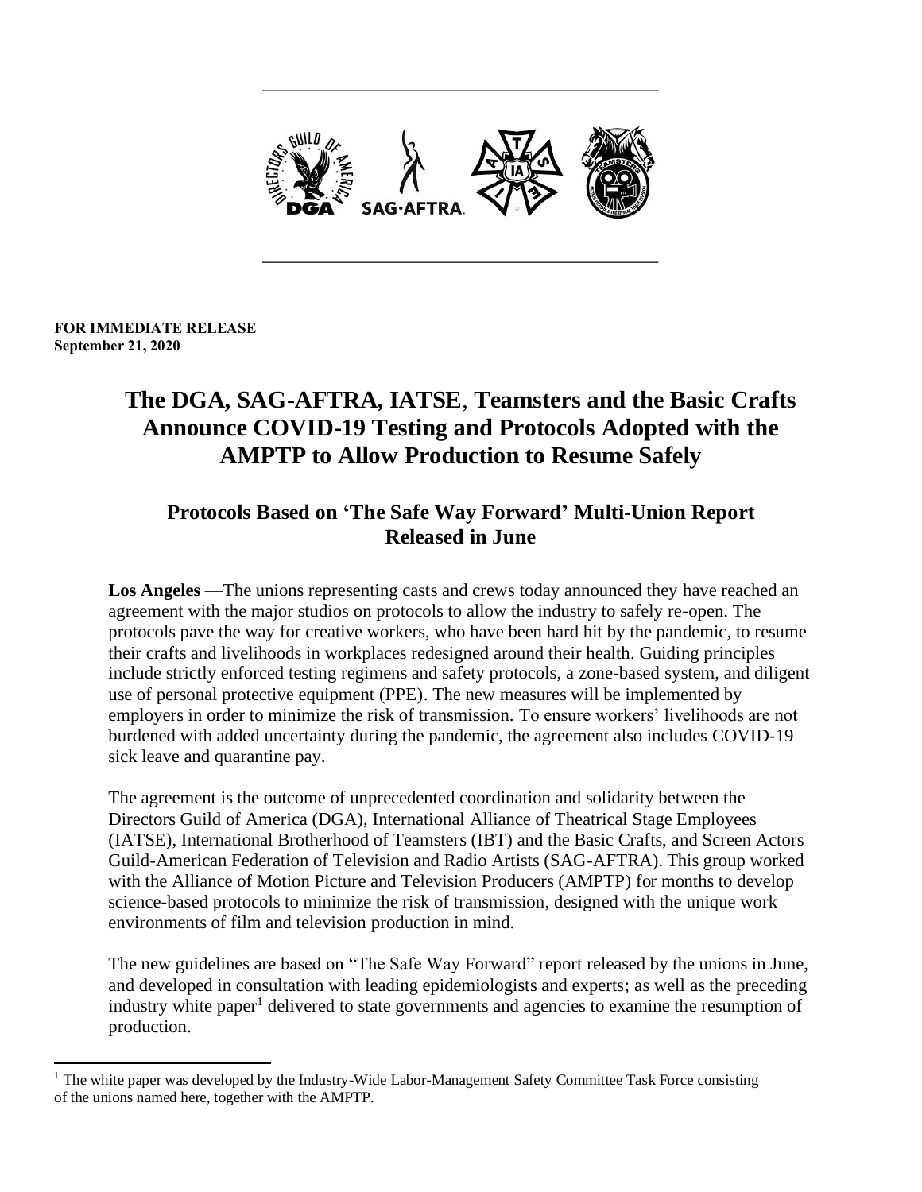**FOR IMMEDIATE RELEASE**
**September 21, 2020**

# The DGA, SAG-AFTRA, IATSE, Teamsters and the Basic Crafts Announce COVID-19 Testing and Protocols Adopted with the AMPTP to Allow Production to Resume Safely

## Protocols Based on 'The Safe Way Forward' Multi-Union Report Released in June

**Los Angeles** —The unions representing casts and crews today announced they have reached an agreement with the major studios on protocols to allow the industry to safely re-open. The protocols pave the way for creative workers, who have been hard hit by the pandemic, to resume their crafts and livelihoods in workplaces redesigned around their health. Guiding principles include strictly enforced testing regimens and safety protocols, a zone-based system, and diligent use of personal protective equipment (PPE). The new measures will be implemented by employers in order to minimize the risk of transmission. To ensure workers' livelihoods are not burdened with added uncertainty during the pandemic, the agreement also includes COVID-19 sick leave and quarantine pay.

The agreement is the outcome of unprecedented coordination and solidarity between the Directors Guild of America (DGA), International Alliance of Theatrical Stage Employees (IATSE), International Brotherhood of Teamsters (IBT) and the Basic Crafts, and Screen Actors Guild-American Federation of Television and Radio Artists (SAG-AFTRA). This group worked with the Alliance of Motion Picture and Television Producers (AMPTP) for months to develop science-based protocols to minimize the risk of transmission, designed with the unique work environments of film and television production in mind.

The new guidelines are based on "The Safe Way Forward" report released by the unions in June, and developed in consultation with leading epidemiologists and experts; as well as the preceding industry white paper[1] delivered to state governments and agencies to examine the resumption of production.

---

[1] The white paper was developed by the Industry-Wide Labor-Management Safety Committee Task Force consisting of the unions named here, together with the AMPTP.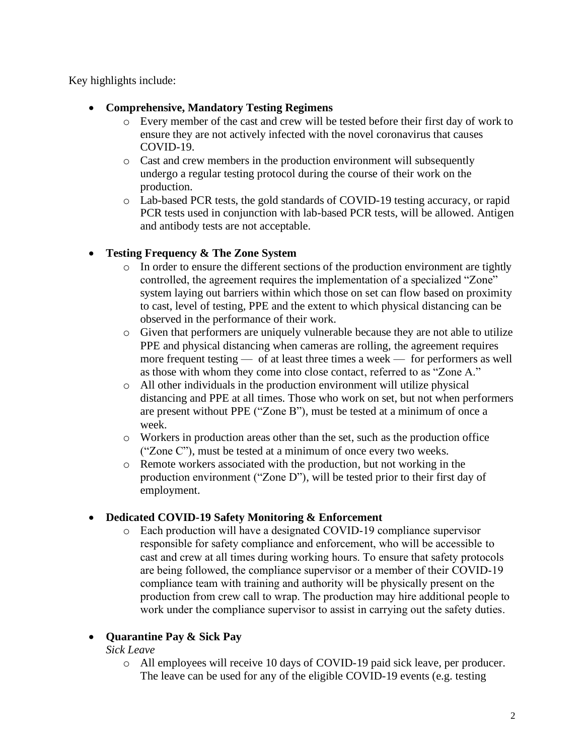Key highlights include:

- **Comprehensive, Mandatory Testing Regimens**
    - Every member of the cast and crew will be tested before their first day of work to ensure they are not actively infected with the novel coronavirus that causes COVID-19.
    - Cast and crew members in the production environment will subsequently undergo a regular testing protocol during the course of their work on the production.
    - Lab-based PCR tests, the gold standards of COVID-19 testing accuracy, or rapid PCR tests used in conjunction with lab-based PCR tests, will be allowed. Antigen and antibody tests are not acceptable.

- **Testing Frequency & The Zone System**
    - In order to ensure the different sections of the production environment are tightly controlled, the agreement requires the implementation of a specialized "Zone" system laying out barriers within which those on set can flow based on proximity to cast, level of testing, PPE and the extent to which physical distancing can be observed in the performance of their work.
    - Given that performers are uniquely vulnerable because they are not able to utilize PPE and physical distancing when cameras are rolling, the agreement requires more frequent testing — of at least three times a week — for performers as well as those with whom they come into close contact, referred to as "Zone A."
    - All other individuals in the production environment will utilize physical distancing and PPE at all times. Those who work on set, but not when performers are present without PPE ("Zone B"), must be tested at a minimum of once a week.
    - Workers in production areas other than the set, such as the production office ("Zone C"), must be tested at a minimum of once every two weeks.
    - Remote workers associated with the production, but not working in the production environment ("Zone D"), will be tested prior to their first day of employment.

- **Dedicated COVID-19 Safety Monitoring & Enforcement**
    - Each production will have a designated COVID-19 compliance supervisor responsible for safety compliance and enforcement, who will be accessible to cast and crew at all times during working hours. To ensure that safety protocols are being followed, the compliance supervisor or a member of their COVID-19 compliance team with training and authority will be physically present on the production from crew call to wrap. The production may hire additional people to work under the compliance supervisor to assist in carrying out the safety duties.

- **Quarantine Pay & Sick Pay**

  *Sick Leave*
    - All employees will receive 10 days of COVID-19 paid sick leave, per producer. The leave can be used for any of the eligible COVID-19 events (e.g. testing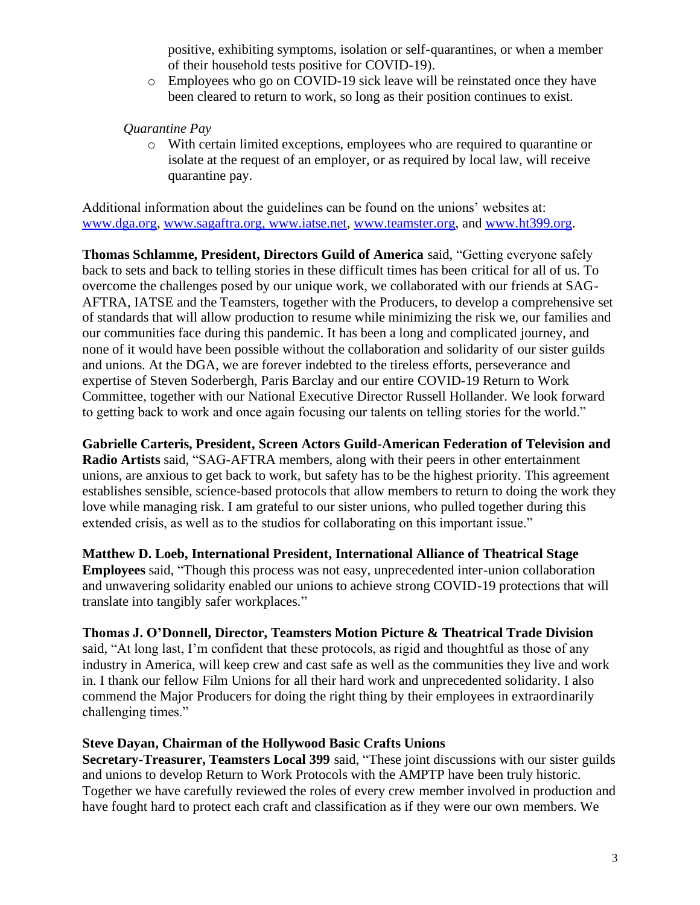positive, exhibiting symptoms, isolation or self-quarantines, or when a member of their household tests positive for COVID-19).

- Employees who go on COVID-19 sick leave will be reinstated once they have been cleared to return to work, so long as their position continues to exist.

*Quarantine Pay*

- With certain limited exceptions, employees who are required to quarantine or isolate at the request of an employer, or as required by local law, will receive quarantine pay.

Additional information about the guidelines can be found on the unions' websites at: www.dga.org, www.sagaftra.org, www.iatse.net, www.teamster.org, and www.ht399.org.

**Thomas Schlamme, President, Directors Guild of America** said, "Getting everyone safely back to sets and back to telling stories in these difficult times has been critical for all of us. To overcome the challenges posed by our unique work, we collaborated with our friends at SAG-AFTRA, IATSE and the Teamsters, together with the Producers, to develop a comprehensive set of standards that will allow production to resume while minimizing the risk we, our families and our communities face during this pandemic. It has been a long and complicated journey, and none of it would have been possible without the collaboration and solidarity of our sister guilds and unions. At the DGA, we are forever indebted to the tireless efforts, perseverance and expertise of Steven Soderbergh, Paris Barclay and our entire COVID-19 Return to Work Committee, together with our National Executive Director Russell Hollander. We look forward to getting back to work and once again focusing our talents on telling stories for the world."

**Gabrielle Carteris, President, Screen Actors Guild-American Federation of Television and Radio Artists** said, "SAG-AFTRA members, along with their peers in other entertainment unions, are anxious to get back to work, but safety has to be the highest priority. This agreement establishes sensible, science-based protocols that allow members to return to doing the work they love while managing risk. I am grateful to our sister unions, who pulled together during this extended crisis, as well as to the studios for collaborating on this important issue."

**Matthew D. Loeb, International President, International Alliance of Theatrical Stage Employees** said, "Though this process was not easy, unprecedented inter-union collaboration and unwavering solidarity enabled our unions to achieve strong COVID-19 protections that will translate into tangibly safer workplaces."

**Thomas J. O'Donnell, Director, Teamsters Motion Picture & Theatrical Trade Division** said, "At long last, I'm confident that these protocols, as rigid and thoughtful as those of any industry in America, will keep crew and cast safe as well as the communities they live and work in. I thank our fellow Film Unions for all their hard work and unprecedented solidarity. I also commend the Major Producers for doing the right thing by their employees in extraordinarily challenging times."

**Steve Dayan, Chairman of the Hollywood Basic Crafts Unions**
**Secretary-Treasurer, Teamsters Local 399** said, "These joint discussions with our sister guilds and unions to develop Return to Work Protocols with the AMPTP have been truly historic. Together we have carefully reviewed the roles of every crew member involved in production and have fought hard to protect each craft and classification as if they were our own members. We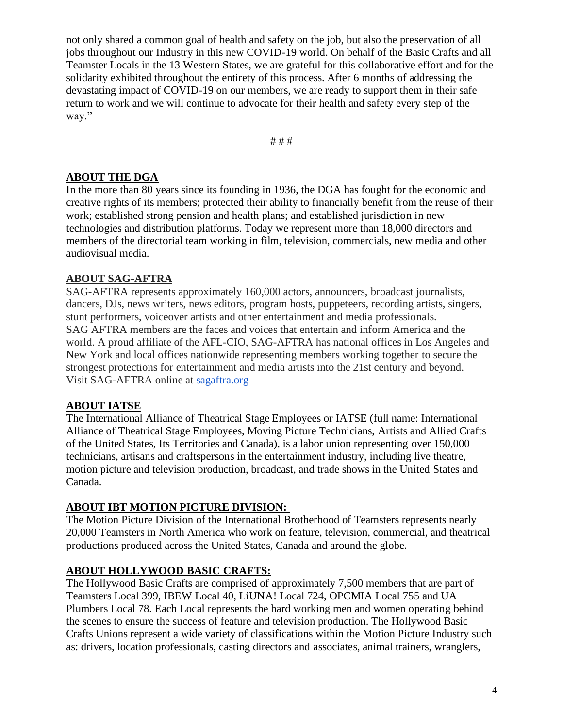not only shared a common goal of health and safety on the job, but also the preservation of all jobs throughout our Industry in this new COVID-19 world. On behalf of the Basic Crafts and all Teamster Locals in the 13 Western States, we are grateful for this collaborative effort and for the solidarity exhibited throughout the entirety of this process. After 6 months of addressing the devastating impact of COVID-19 on our members, we are ready to support them in their safe return to work and we will continue to advocate for their health and safety every step of the way."

# # #

## ABOUT THE DGA

In the more than 80 years since its founding in 1936, the DGA has fought for the economic and creative rights of its members; protected their ability to financially benefit from the reuse of their work; established strong pension and health plans; and established jurisdiction in new technologies and distribution platforms. Today we represent more than 18,000 directors and members of the directorial team working in film, television, commercials, new media and other audiovisual media.

## ABOUT SAG-AFTRA

SAG-AFTRA represents approximately 160,000 actors, announcers, broadcast journalists, dancers, DJs, news writers, news editors, program hosts, puppeteers, recording artists, singers, stunt performers, voiceover artists and other entertainment and media professionals. SAG AFTRA members are the faces and voices that entertain and inform America and the world. A proud affiliate of the AFL-CIO, SAG-AFTRA has national offices in Los Angeles and New York and local offices nationwide representing members working together to secure the strongest protections for entertainment and media artists into the 21st century and beyond. Visit SAG-AFTRA online at [sagaftra.org](sagaftra.org)

## ABOUT IATSE

The International Alliance of Theatrical Stage Employees or IATSE (full name: International Alliance of Theatrical Stage Employees, Moving Picture Technicians, Artists and Allied Crafts of the United States, Its Territories and Canada), is a labor union representing over 150,000 technicians, artisans and craftspersons in the entertainment industry, including live theatre, motion picture and television production, broadcast, and trade shows in the United States and Canada.

## ABOUT IBT MOTION PICTURE DIVISION:

The Motion Picture Division of the International Brotherhood of Teamsters represents nearly 20,000 Teamsters in North America who work on feature, television, commercial, and theatrical productions produced across the United States, Canada and around the globe.

## ABOUT HOLLYWOOD BASIC CRAFTS:

The Hollywood Basic Crafts are comprised of approximately 7,500 members that are part of Teamsters Local 399, IBEW Local 40, LiUNA! Local 724, OPCMIA Local 755 and UA Plumbers Local 78. Each Local represents the hard working men and women operating behind the scenes to ensure the success of feature and television production. The Hollywood Basic Crafts Unions represent a wide variety of classifications within the Motion Picture Industry such as: drivers, location professionals, casting directors and associates, animal trainers, wranglers,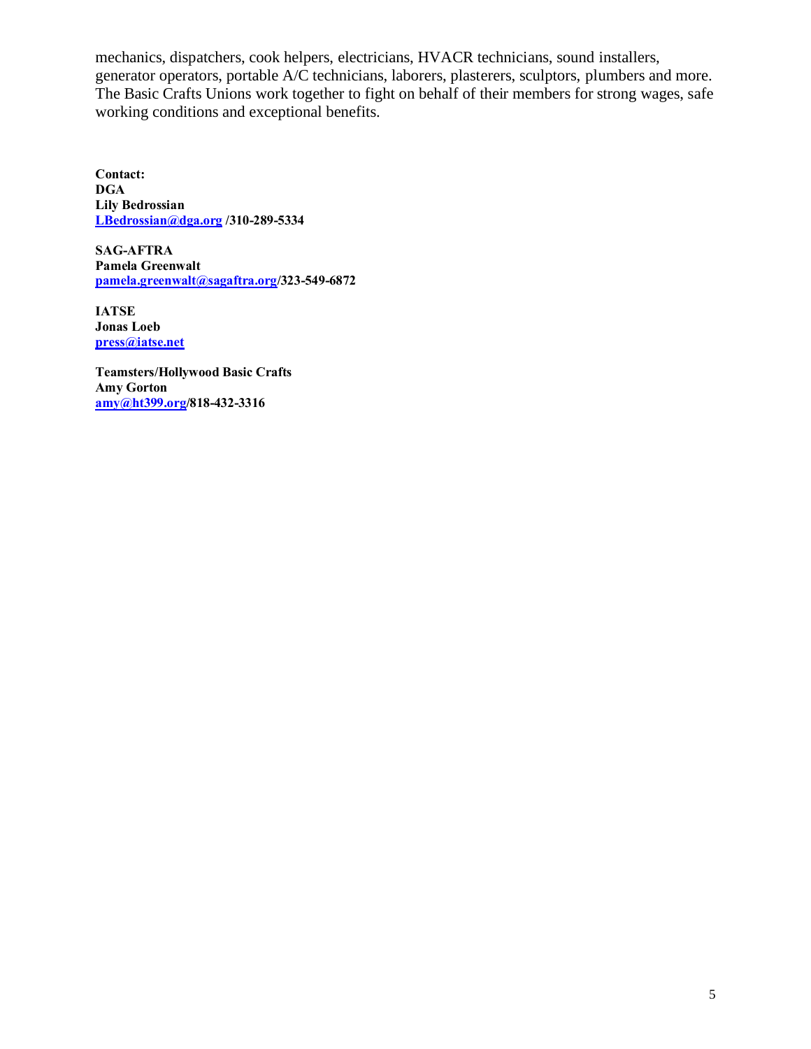mechanics, dispatchers, cook helpers, electricians, HVACR technicians, sound installers, generator operators, portable A/C technicians, laborers, plasterers, sculptors, plumbers and more. The Basic Crafts Unions work together to fight on behalf of their members for strong wages, safe working conditions and exceptional benefits.

**Contact:**
**DGA**
**Lily Bedrossian**
**LBedrossian@dga.org /310-289-5334**

**SAG-AFTRA**
**Pamela Greenwalt**
**pamela.greenwalt@sagaftra.org/323-549-6872**

**IATSE**
**Jonas Loeb**
**press@iatse.net**

**Teamsters/Hollywood Basic Crafts**
**Amy Gorton**
**amy@ht399.org/818-432-3316**